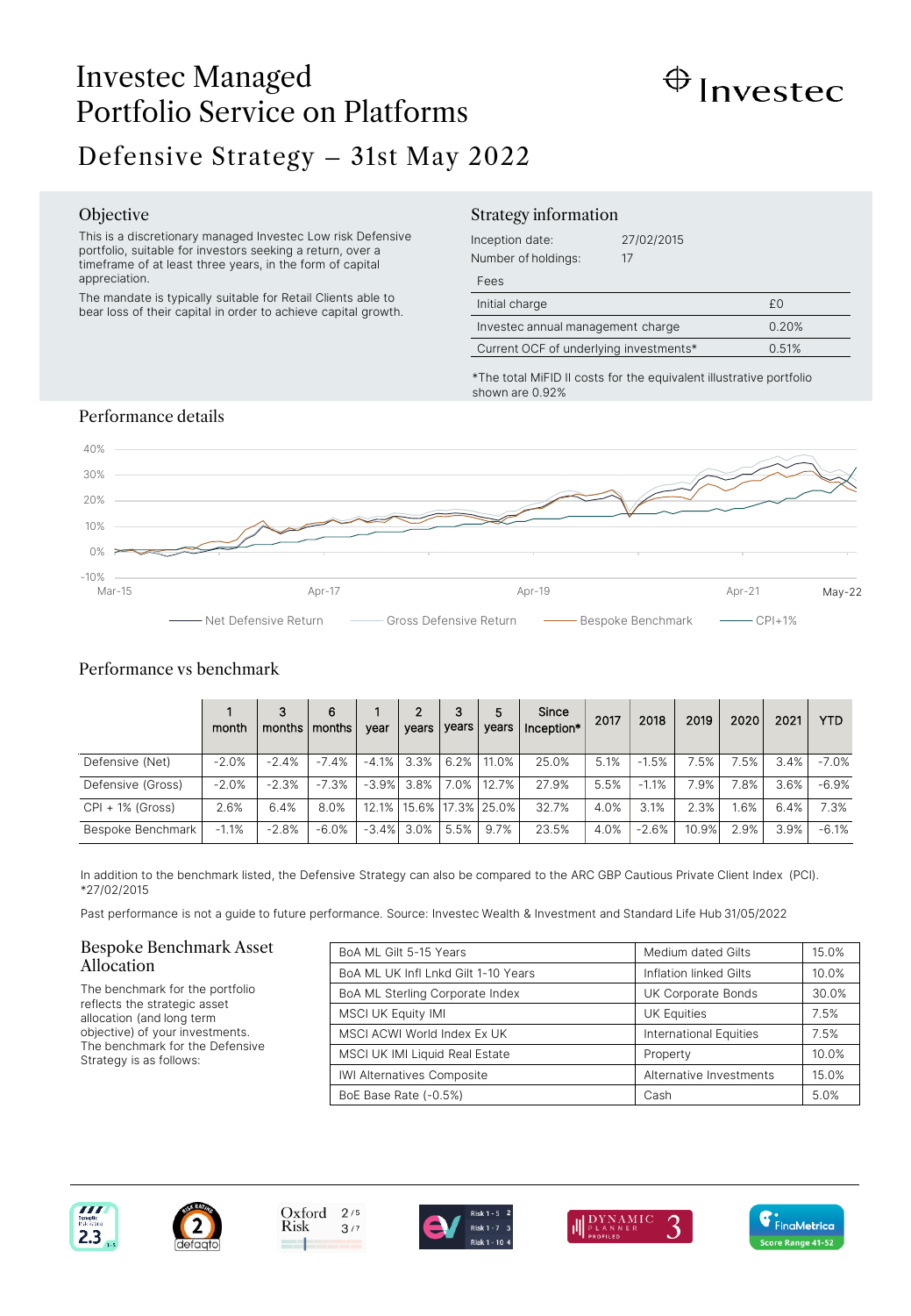# Investec Managed Portfolio Service on Platforms

Investec

## Defensive Strategy – 31st May 2022

### Objective

This is a discretionary managed Investec Low risk Defensive portfolio, suitable for investors seeking a return, over a timeframe of at least three years, in the form of capital appreciation.

The mandate is typically suitable for Retail Clients able to bear loss of their capital in order to achieve capital growth.

### Strategy information

Inception date: 27/02/2015

Number of holdings: 17

| Fees | |
|---|---|
| Initial charge | £0 |
| Investec annual management charge | 0.20% |
| Current OCF of underlying investments* | 0.51% |

*The total MiFID II costs for the equivalent illustrative portfolio shown are 0.92%

### Performance details

40%
30%
20%
10%
0%
-10%
Mar-15 Apr-17 Apr-19 Apr-21 May-22

Net Defensive Return — Gross Defensive Return — Bespoke Benchmark — CPI+1%

### Performance vs benchmark

| | 1 month | 3 months | 6 months | 1 year | 2 years | 3 years | 5 years | Since Inception* | 2017 | 2018 | 2019 | 2020 | 2021 | YTD |
|---|---|---|---|---|---|---|---|---|---|---|---|---|---|---|
| Defensive (Net) | -2.0% | -2.4% | -7.4% | -4.1% | 3.3% | 6.2% | 11.0% | 25.0% | 5.1% | -1.5% | 7.5% | 7.5% | 3.4% | -7.0% |
| Defensive (Gross) | -2.0% | -2.3% | -7.3% | -3.9% | 3.8% | 7.0% | 12.7% | 27.9% | 5.5% | -1.1% | 7.9% | 7.8% | 3.6% | -6.9% |
| CPI + 1% (Gross) | 2.6% | 6.4% | 8.0% | 12.1% | 15.6% | 17.3% | 25.0% | 32.7% | 4.0% | 3.1% | 2.3% | 1.6% | 6.4% | 7.3% |
| Bespoke Benchmark | -1.1% | -2.8% | -6.0% | -3.4% | 3.0% | 5.5% | 9.7% | 23.5% | 4.0% | -2.6% | 10.9% | 2.9% | 3.9% | -6.1% |

In addition to the benchmark listed, the Defensive Strategy can also be compared to the ARC GBP Cautious Private Client Index (PCI).
*27/02/2015

Past performance is not a guide to future performance. Source: Investec Wealth & Investment and Standard Life Hub 31/05/2022

### Bespoke Benchmark Asset Allocation

The benchmark for the portfolio reflects the strategic asset allocation (and long term objective) of your investments. The benchmark for the Defensive Strategy is as follows:

| Index | Asset class | Weight |
|---|---|---|
| BoA ML Gilt 5-15 Years | Medium dated Gilts | 15.0% |
| BoA ML UK Infl Lnkd Gilt 1-10 Years | Inflation linked Gilts | 10.0% |
| BoA ML Sterling Corporate Index | UK Corporate Bonds | 30.0% |
| MSCI UK Equity IMI | UK Equities | 7.5% |
| MSCI ACWI World Index Ex UK | International Equities | 7.5% |
| MSCI UK IMI Liquid Real Estate | Property | 10.0% |
| IWI Alternatives Composite | Alternative Investments | 15.0% |
| BoE Base Rate (-0.5%) | Cash | 5.0% |

Synaptic Risk Rating 2.3 · defaqto Risk Rating 2 · Oxford Risk 2/5, 3/7 · ev Risk 1-5: 2, Risk 1-7: 3, Risk 1-10: 4 · Dynamic Planner Profiled 3 · FinaMetrica Score Range 41-52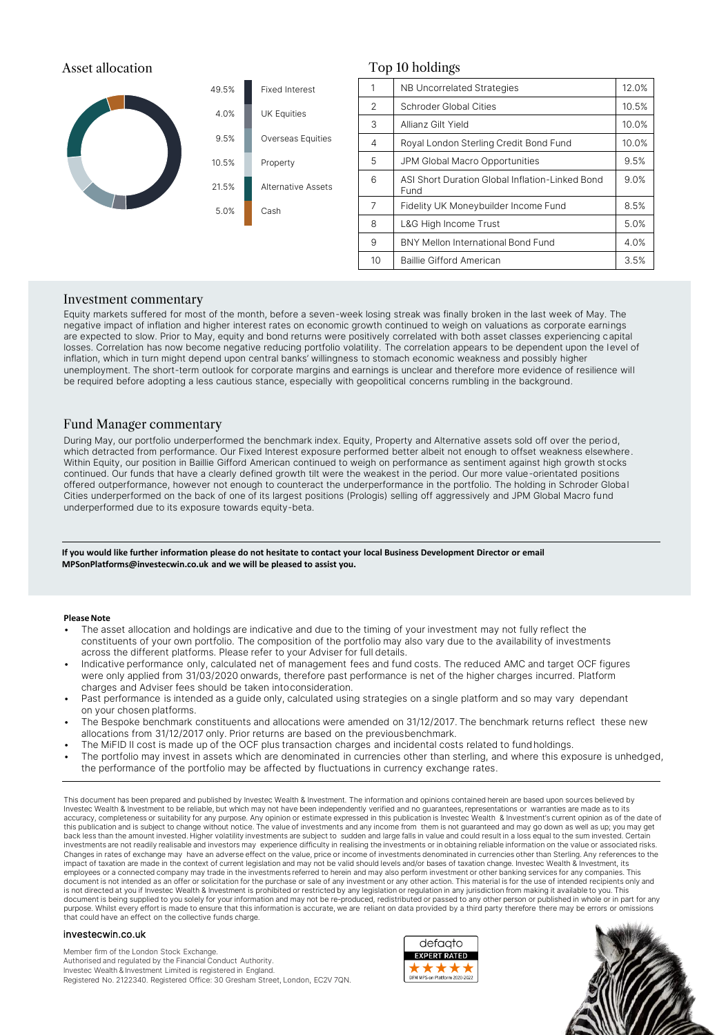## Asset allocation

49.5% Fixed Interest
4.0% UK Equities
9.5% Overseas Equities
10.5% Property
21.5% Alternative Assets
5.0% Cash

## Top 10 holdings

| | | |
|---|---|---|
| 1 | NB Uncorrelated Strategies | 12.0% |
| 2 | Schroder Global Cities | 10.5% |
| 3 | Allianz Gilt Yield | 10.0% |
| 4 | Royal London Sterling Credit Bond Fund | 10.0% |
| 5 | JPM Global Macro Opportunities | 9.5% |
| 6 | ASI Short Duration Global Inflation-Linked Bond Fund | 9.0% |
| 7 | Fidelity UK Moneybuilder Income Fund | 8.5% |
| 8 | L&G High Income Trust | 5.0% |
| 9 | BNY Mellon International Bond Fund | 4.0% |
| 10 | Baillie Gifford American | 3.5% |

## Investment commentary

Equity markets suffered for most of the month, before a seven-week losing streak was finally broken in the last week of May. The negative impact of inflation and higher interest rates on economic growth continued to weigh on valuations as corporate earnings are expected to slow. Prior to May, equity and bond returns were positively correlated with both asset classes experiencing capital losses. Correlation has now become negative reducing portfolio volatility. The correlation appears to be dependent upon the level of inflation, which in turn might depend upon central banks' willingness to stomach economic weakness and possibly higher unemployment. The short-term outlook for corporate margins and earnings is unclear and therefore more evidence of resilience will be required before adopting a less cautious stance, especially with geopolitical concerns rumbling in the background.

## Fund Manager commentary

During May, our portfolio underperformed the benchmark index. Equity, Property and Alternative assets sold off over the period, which detracted from performance. Our Fixed Interest exposure performed better albeit not enough to offset weakness elsewhere. Within Equity, our position in Baillie Gifford American continued to weigh on performance as sentiment against high growth stocks continued. Our funds that have a clearly defined growth tilt were the weakest in the period. Our more value-orientated positions offered outperformance, however not enough to counteract the underperformance in the portfolio. The holding in Schroder Global Cities underperformed on the back of one of its largest positions (Prologis) selling off aggressively and JPM Global Macro fund underperformed due to its exposure towards equity-beta.

**If you would like further information please do not hesitate to contact your local Business Development Director or email MPSonPlatforms@investecwin.co.uk and we will be pleased to assist you.**

**Please Note**

- The asset allocation and holdings are indicative and due to the timing of your investment may not fully reflect the constituents of your own portfolio. The composition of the portfolio may also vary due to the availability of investments across the different platforms. Please refer to your Adviser for full details.
- Indicative performance only, calculated net of management fees and fund costs. The reduced AMC and target OCF figures were only applied from 31/03/2020 onwards, therefore past performance is net of the higher charges incurred. Platform charges and Adviser fees should be taken intoconsideration.
- Past performance is intended as a guide only, calculated using strategies on a single platform and so may vary dependant on your chosen platforms.
- The Bespoke benchmark constituents and allocations were amended on 31/12/2017. The benchmark returns reflect these new allocations from 31/12/2017 only. Prior returns are based on the previousbenchmark.
- The MiFID II cost is made up of the OCF plus transaction charges and incidental costs related to fundholdings.
- The portfolio may invest in assets which are denominated in currencies other than sterling, and where this exposure is unhedged, the performance of the portfolio may be affected by fluctuations in currency exchange rates.

This document has been prepared and published by Investec Wealth & Investment. The information and opinions contained herein are based upon sources believed by Investec Wealth & Investment to be reliable, but which may not have been independently verified and no guarantees, representations or warranties are made as to its accuracy, completeness or suitability for any purpose. Any opinion or estimate expressed in this publication is Investec Wealth & Investment's current opinion as of the date of this publication and is subject to change without notice. The value of investments and any income from them is not guaranteed and may go down as well as up; you may get back less than the amount invested. Higher volatility investments are subject to sudden and large falls in value and could result in a loss equal to the sum invested. Certain investments are not readily realisable and investors may experience difficulty in realising the investments or in obtaining reliable information on the value or associated risks. Changes in rates of exchange may have an adverse effect on the value, price or income of investments denominated in currencies other than Sterling. Any references to the impact of taxation are made in the context of current legislation and may not be valid should levels and/or bases of taxation change. Investec Wealth & Investment, its employees or a connected company may trade in the investments referred to herein and may also perform investment or other banking services for any companies. This document is not intended as an offer or solicitation for the purchase or sale of any investment or any other action. This material is for the use of intended recipients only and is not directed at you if Investec Wealth & Investment is prohibited or restricted by any legislation or regulation in any jurisdiction from making it available to you. This document is being supplied to you solely for your information and may not be re-produced, redistributed or passed to any other person or published in whole or in part for any purpose. Whilst every effort is made to ensure that this information is accurate, we are reliant on data provided by a third party therefore there may be errors or omissions that could have an effect on the collective funds charge.

**investecwin.co.uk**

Member firm of the London Stock Exchange.
Authorised and regulated by the Financial Conduct Authority.
Investec Wealth & Investment Limited is registered in England.
Registered No. 2122340. Registered Office: 30 Gresham Street, London, EC2V 7QN.

defaqto EXPERT RATED DFM MPS on Platform 2020-2022